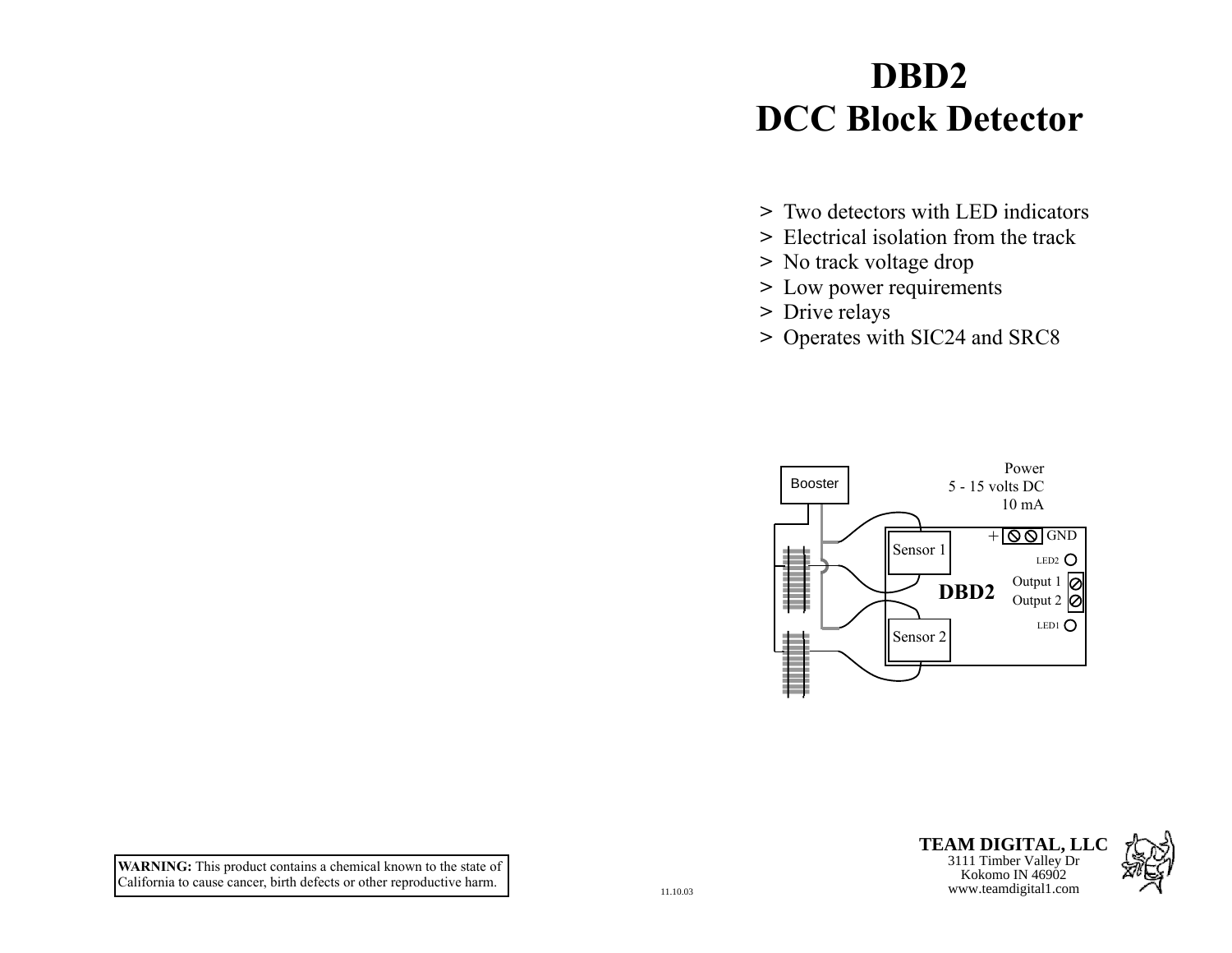# DBD2
# DCC Block Detector

- > Two detectors with LED indicators
- > Electrical isolation from the track
- > No track voltage drop
- > Low power requirements
- > Drive relays
- > Operates with SIC24 and SRC8

Booster

Power
5 - 15 volts DC
10 mA

\+ GND

Sensor 1

LED2

Output 1
Output 2

DBD2

LED1

Sensor 2

**WARNING:** This product contains a chemical known to the state of California to cause cancer, birth defects or other reproductive harm.

11.10.03

**TEAM DIGITAL, LLC**
3111 Timber Valley Dr
Kokomo IN 46902
www.teamdigital1.com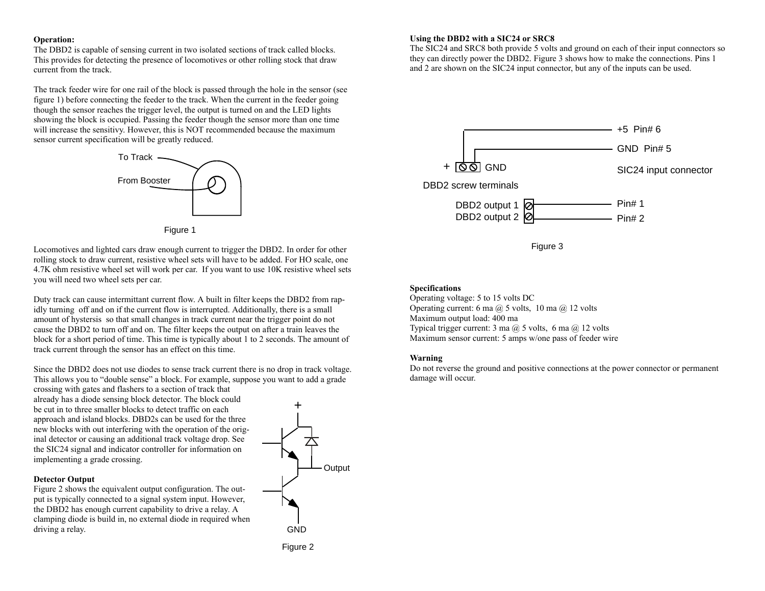**Operation:**

The DBD2 is capable of sensing current in two isolated sections of track called blocks. This provides for detecting the presence of locomotives or other rolling stock that draw current from the track.

The track feeder wire for one rail of the block is passed through the hole in the sensor (see figure 1) before connecting the feeder to the track. When the current in the feeder going though the sensor reaches the trigger level, the output is turned on and the LED lights showing the block is occupied. Passing the feeder though the sensor more than one time will increase the sensitivy. However, this is NOT recommended because the maximum sensor current specification will be greatly reduced.

To Track

From Booster

Figure 1

Locomotives and lighted cars draw enough current to trigger the DBD2. In order for other rolling stock to draw current, resistive wheel sets will have to be added. For HO scale, one 4.7K ohm resistive wheel set will work per car. If you want to use 10K resistive wheel sets you will need two wheel sets per car.

Duty track can cause intermittant current flow. A built in filter keeps the DBD2 from rapidly turning off and on if the current flow is interrupted. Additionally, there is a small amount of hystersis so that small changes in track current near the trigger point do not cause the DBD2 to turn off and on. The filter keeps the output on after a train leaves the block for a short period of time. This time is typically about 1 to 2 seconds. The amount of track current through the sensor has an effect on this time.

Since the DBD2 does not use diodes to sense track current there is no drop in track voltage. This allows you to "double sense" a block. For example, suppose you want to add a grade crossing with gates and flashers to a section of track that already has a diode sensing block detector. The block could be cut in to three smaller blocks to detect traffic on each approach and island blocks. DBD2s can be used for the three new blocks with out interfering with the operation of the original detector or causing an additional track voltage drop. See the SIC24 signal and indicator controller for information on implementing a grade crossing.

**Detector Output**

Figure 2 shows the equivalent output configuration. The output is typically connected to a signal system input. However, the DBD2 has enough current capability to drive a relay. A clamping diode is build in, no external diode in required when driving a relay.

+

Output

GND

Figure 2

**Using the DBD2 with a SIC24 or SRC8**

The SIC24 and SRC8 both provide 5 volts and ground on each of their input connectors so they can directly power the DBD2. Figure 3 shows how to make the connections. Pins 1 and 2 are shown on the SIC24 input connector, but any of the inputs can be used.

+5 Pin# 6

GND Pin# 5

\+ GND

SIC24 input connector

DBD2 screw terminals

DBD2 output 1

DBD2 output 2

Pin# 1

Pin# 2

Figure 3

**Specifications**

Operating voltage: 5 to 15 volts DC
Operating current: 6 ma @ 5 volts, 10 ma @ 12 volts
Maximum output load: 400 ma
Typical trigger current: 3 ma @ 5 volts, 6 ma @ 12 volts
Maximum sensor current: 5 amps w/one pass of feeder wire

**Warning**

Do not reverse the ground and positive connections at the power connector or permanent damage will occur.